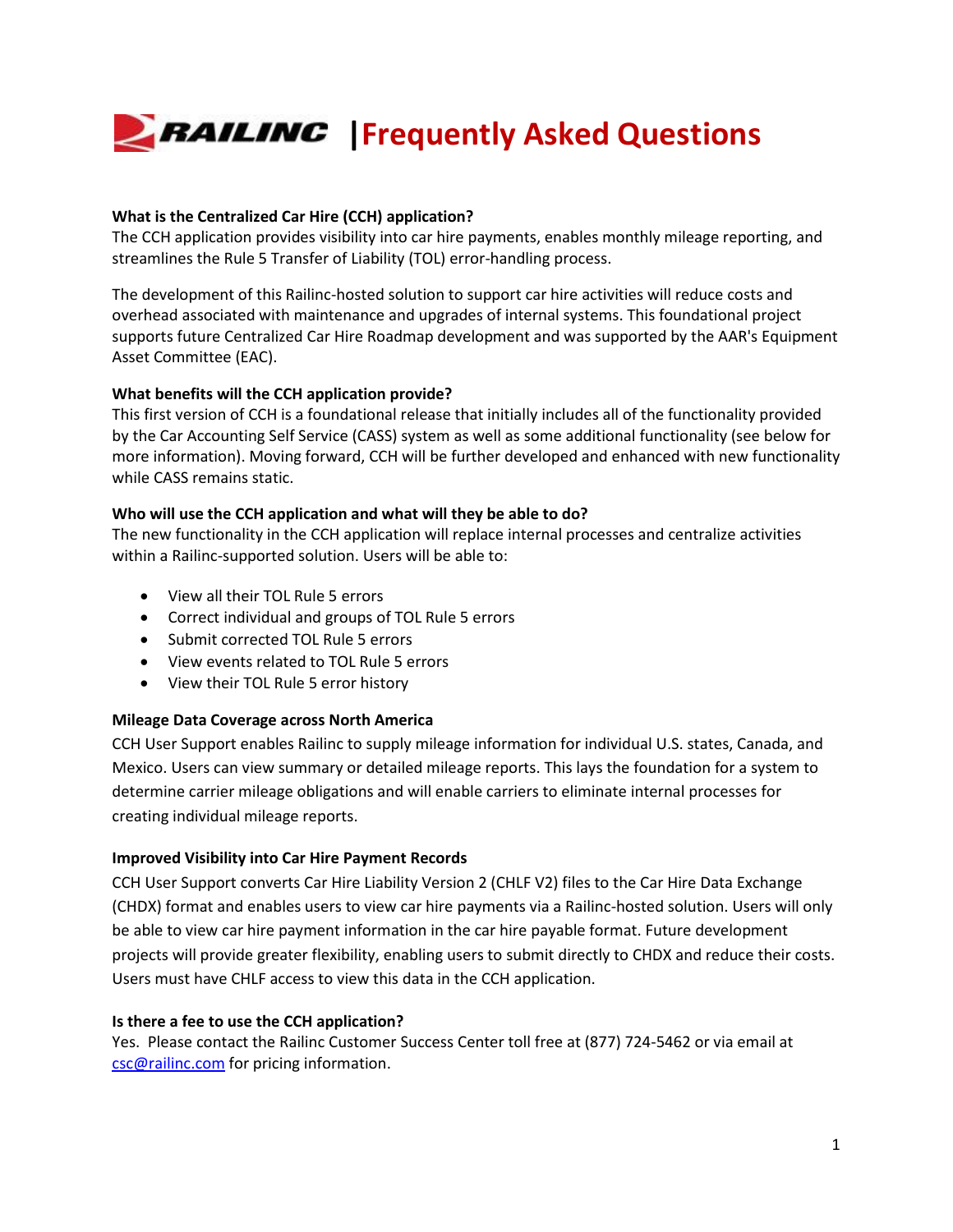# RAILINC | Frequently Asked Questions

**What is the Centralized Car Hire (CCH) application?**

The CCH application provides visibility into car hire payments, enables monthly mileage reporting, and streamlines the Rule 5 Transfer of Liability (TOL) error-handling process.

The development of this Railinc-hosted solution to support car hire activities will reduce costs and overhead associated with maintenance and upgrades of internal systems. This foundational project supports future Centralized Car Hire Roadmap development and was supported by the AAR's Equipment Asset Committee (EAC).

**What benefits will the CCH application provide?**

This first version of CCH is a foundational release that initially includes all of the functionality provided by the Car Accounting Self Service (CASS) system as well as some additional functionality (see below for more information). Moving forward, CCH will be further developed and enhanced with new functionality while CASS remains static.

**Who will use the CCH application and what will they be able to do?**

The new functionality in the CCH application will replace internal processes and centralize activities within a Railinc-supported solution. Users will be able to:

- View all their TOL Rule 5 errors
- Correct individual and groups of TOL Rule 5 errors
- Submit corrected TOL Rule 5 errors
- View events related to TOL Rule 5 errors
- View their TOL Rule 5 error history

**Mileage Data Coverage across North America**

CCH User Support enables Railinc to supply mileage information for individual U.S. states, Canada, and Mexico. Users can view summary or detailed mileage reports. This lays the foundation for a system to determine carrier mileage obligations and will enable carriers to eliminate internal processes for creating individual mileage reports.

**Improved Visibility into Car Hire Payment Records**

CCH User Support converts Car Hire Liability Version 2 (CHLF V2) files to the Car Hire Data Exchange (CHDX) format and enables users to view car hire payments via a Railinc-hosted solution. Users will only be able to view car hire payment information in the car hire payable format. Future development projects will provide greater flexibility, enabling users to submit directly to CHDX and reduce their costs. Users must have CHLF access to view this data in the CCH application.

**Is there a fee to use the CCH application?**

Yes. Please contact the Railinc Customer Success Center toll free at (877) 724-5462 or via email at csc@railinc.com for pricing information.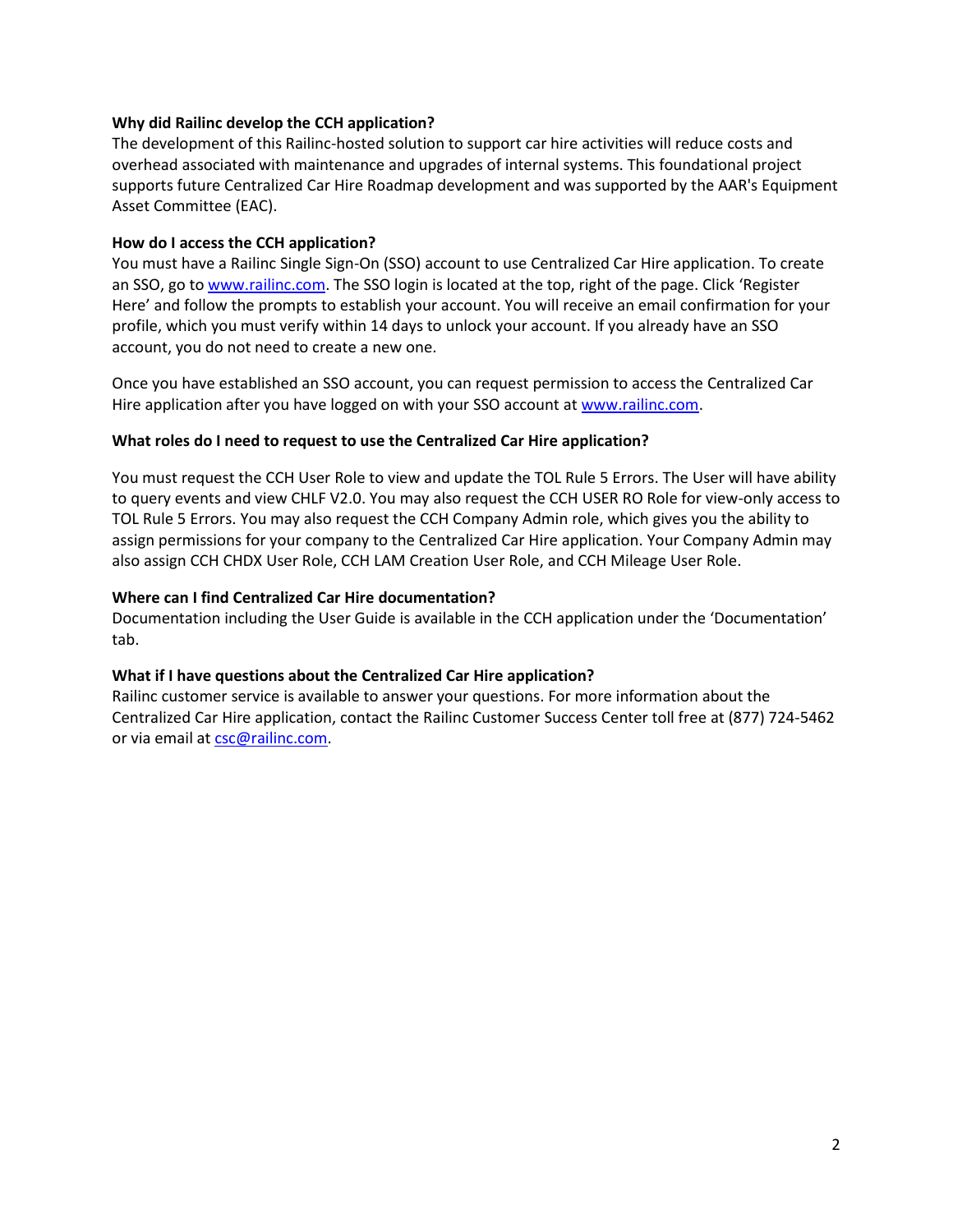**Why did Railinc develop the CCH application?**

The development of this Railinc-hosted solution to support car hire activities will reduce costs and overhead associated with maintenance and upgrades of internal systems. This foundational project supports future Centralized Car Hire Roadmap development and was supported by the AAR's Equipment Asset Committee (EAC).

**How do I access the CCH application?**

You must have a Railinc Single Sign-On (SSO) account to use Centralized Car Hire application. To create an SSO, go to www.railinc.com. The SSO login is located at the top, right of the page. Click 'Register Here' and follow the prompts to establish your account. You will receive an email confirmation for your profile, which you must verify within 14 days to unlock your account. If you already have an SSO account, you do not need to create a new one.

Once you have established an SSO account, you can request permission to access the Centralized Car Hire application after you have logged on with your SSO account at www.railinc.com.

**What roles do I need to request to use the Centralized Car Hire application?**

You must request the CCH User Role to view and update the TOL Rule 5 Errors. The User will have ability to query events and view CHLF V2.0. You may also request the CCH USER RO Role for view-only access to TOL Rule 5 Errors. You may also request the CCH Company Admin role, which gives you the ability to assign permissions for your company to the Centralized Car Hire application. Your Company Admin may also assign CCH CHDX User Role, CCH LAM Creation User Role, and CCH Mileage User Role.

**Where can I find Centralized Car Hire documentation?**

Documentation including the User Guide is available in the CCH application under the 'Documentation' tab.

**What if I have questions about the Centralized Car Hire application?**

Railinc customer service is available to answer your questions. For more information about the Centralized Car Hire application, contact the Railinc Customer Success Center toll free at (877) 724-5462 or via email at csc@railinc.com.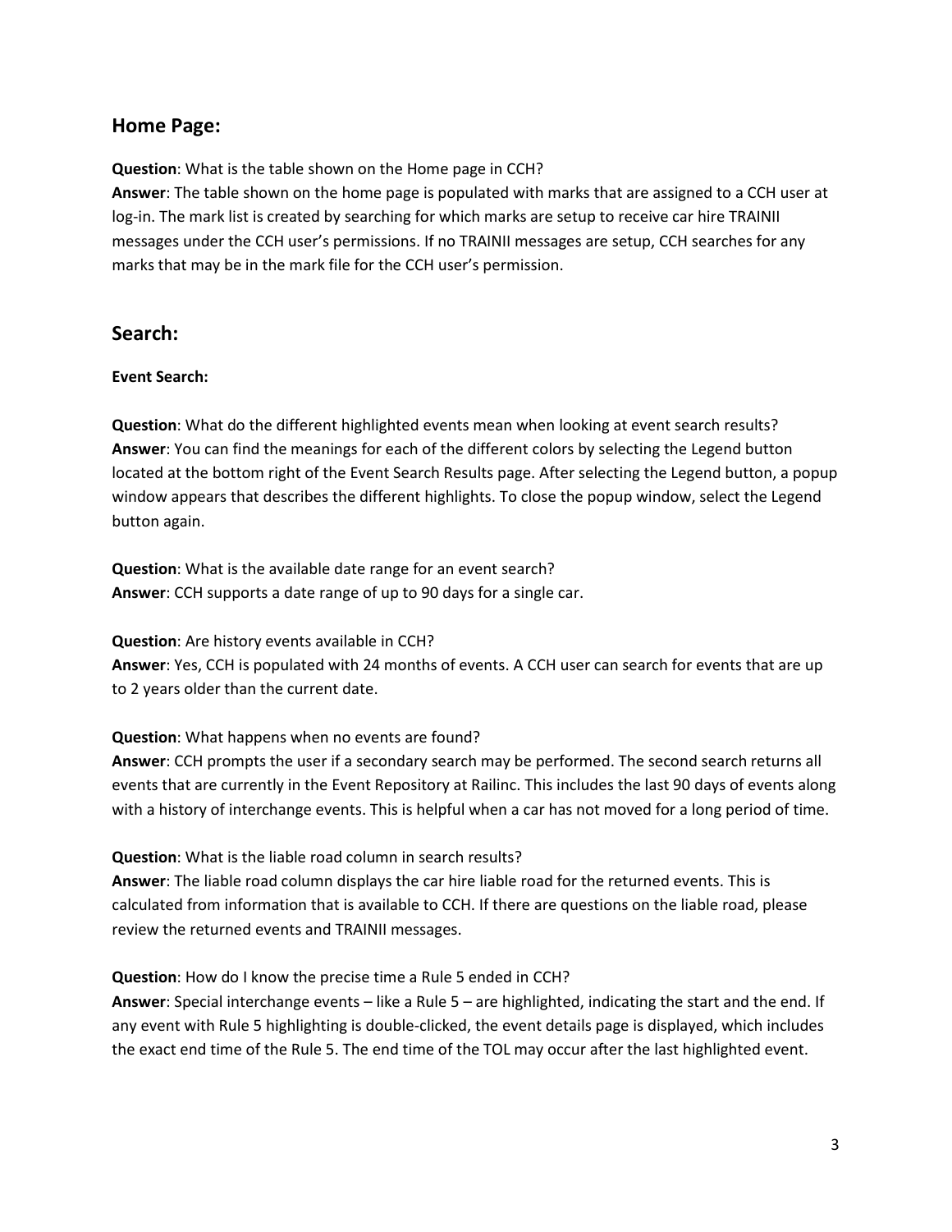## Home Page:

**Question**: What is the table shown on the Home page in CCH?
**Answer**: The table shown on the home page is populated with marks that are assigned to a CCH user at log-in. The mark list is created by searching for which marks are setup to receive car hire TRAINII messages under the CCH user's permissions. If no TRAINII messages are setup, CCH searches for any marks that may be in the mark file for the CCH user's permission.

## Search:

### Event Search:

**Question**: What do the different highlighted events mean when looking at event search results?
**Answer**: You can find the meanings for each of the different colors by selecting the Legend button located at the bottom right of the Event Search Results page. After selecting the Legend button, a popup window appears that describes the different highlights. To close the popup window, select the Legend button again.

**Question**: What is the available date range for an event search?
**Answer**: CCH supports a date range of up to 90 days for a single car.

**Question**: Are history events available in CCH?
**Answer**: Yes, CCH is populated with 24 months of events. A CCH user can search for events that are up to 2 years older than the current date.

**Question**: What happens when no events are found?
**Answer**: CCH prompts the user if a secondary search may be performed. The second search returns all events that are currently in the Event Repository at Railinc. This includes the last 90 days of events along with a history of interchange events. This is helpful when a car has not moved for a long period of time.

**Question**: What is the liable road column in search results?
**Answer**: The liable road column displays the car hire liable road for the returned events. This is calculated from information that is available to CCH. If there are questions on the liable road, please review the returned events and TRAINII messages.

**Question**: How do I know the precise time a Rule 5 ended in CCH?
**Answer**: Special interchange events – like a Rule 5 – are highlighted, indicating the start and the end. If any event with Rule 5 highlighting is double-clicked, the event details page is displayed, which includes the exact end time of the Rule 5. The end time of the TOL may occur after the last highlighted event.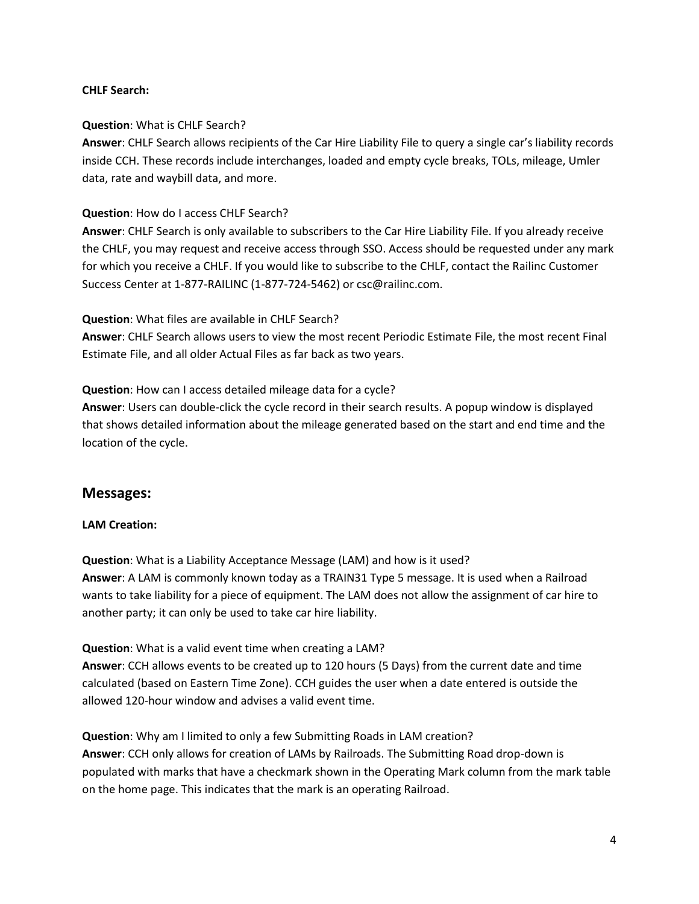**CHLF Search:**

**Question**: What is CHLF Search?
**Answer**: CHLF Search allows recipients of the Car Hire Liability File to query a single car's liability records inside CCH. These records include interchanges, loaded and empty cycle breaks, TOLs, mileage, Umler data, rate and waybill data, and more.

**Question**: How do I access CHLF Search?
**Answer**: CHLF Search is only available to subscribers to the Car Hire Liability File. If you already receive the CHLF, you may request and receive access through SSO. Access should be requested under any mark for which you receive a CHLF. If you would like to subscribe to the CHLF, contact the Railinc Customer Success Center at 1-877-RAILINC (1-877-724-5462) or csc@railinc.com.

**Question**: What files are available in CHLF Search?
**Answer**: CHLF Search allows users to view the most recent Periodic Estimate File, the most recent Final Estimate File, and all older Actual Files as far back as two years.

**Question**: How can I access detailed mileage data for a cycle?
**Answer**: Users can double-click the cycle record in their search results. A popup window is displayed that shows detailed information about the mileage generated based on the start and end time and the location of the cycle.

## Messages:

**LAM Creation:**

**Question**: What is a Liability Acceptance Message (LAM) and how is it used?
**Answer**: A LAM is commonly known today as a TRAIN31 Type 5 message. It is used when a Railroad wants to take liability for a piece of equipment. The LAM does not allow the assignment of car hire to another party; it can only be used to take car hire liability.

**Question**: What is a valid event time when creating a LAM?
**Answer**: CCH allows events to be created up to 120 hours (5 Days) from the current date and time calculated (based on Eastern Time Zone). CCH guides the user when a date entered is outside the allowed 120-hour window and advises a valid event time.

**Question**: Why am I limited to only a few Submitting Roads in LAM creation?
**Answer**: CCH only allows for creation of LAMs by Railroads. The Submitting Road drop-down is populated with marks that have a checkmark shown in the Operating Mark column from the mark table on the home page. This indicates that the mark is an operating Railroad.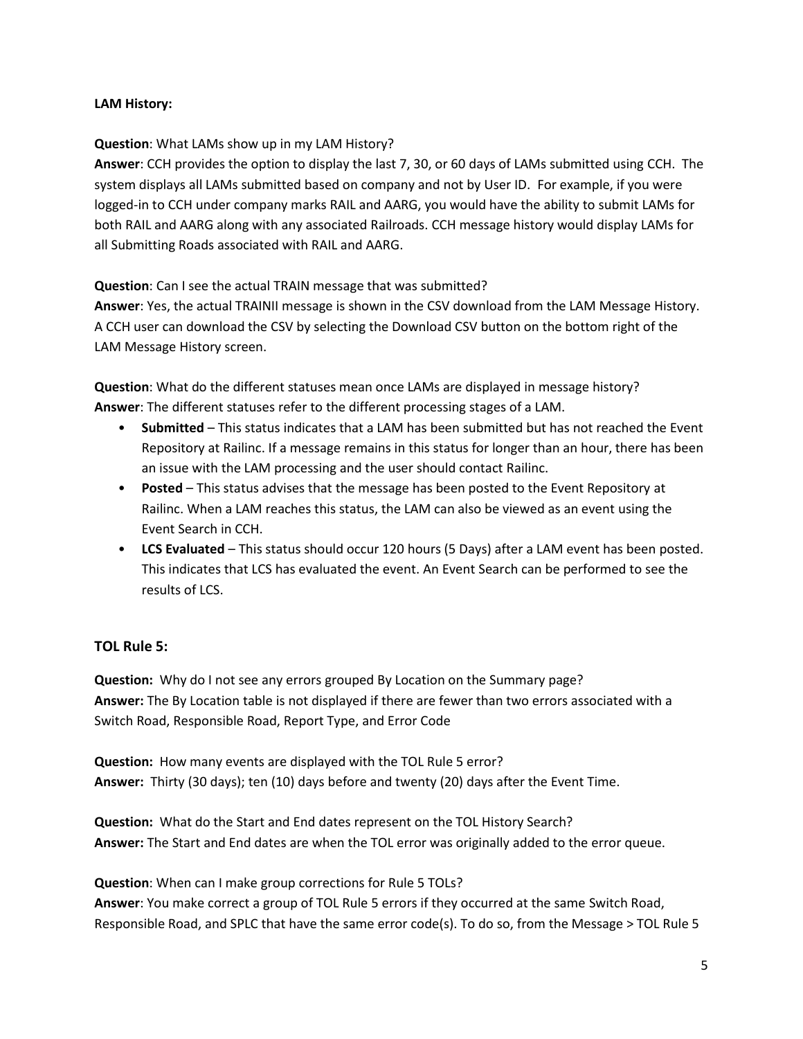**LAM History:**

**Question**: What LAMs show up in my LAM History?
**Answer**: CCH provides the option to display the last 7, 30, or 60 days of LAMs submitted using CCH. The system displays all LAMs submitted based on company and not by User ID. For example, if you were logged-in to CCH under company marks RAIL and AARG, you would have the ability to submit LAMs for both RAIL and AARG along with any associated Railroads. CCH message history would display LAMs for all Submitting Roads associated with RAIL and AARG.

**Question**: Can I see the actual TRAIN message that was submitted?
**Answer**: Yes, the actual TRAINII message is shown in the CSV download from the LAM Message History. A CCH user can download the CSV by selecting the Download CSV button on the bottom right of the LAM Message History screen.

**Question**: What do the different statuses mean once LAMs are displayed in message history?
**Answer**: The different statuses refer to the different processing stages of a LAM.

- **Submitted** – This status indicates that a LAM has been submitted but has not reached the Event Repository at Railinc. If a message remains in this status for longer than an hour, there has been an issue with the LAM processing and the user should contact Railinc.
- **Posted** – This status advises that the message has been posted to the Event Repository at Railinc. When a LAM reaches this status, the LAM can also be viewed as an event using the Event Search in CCH.
- **LCS Evaluated** – This status should occur 120 hours (5 Days) after a LAM event has been posted. This indicates that LCS has evaluated the event. An Event Search can be performed to see the results of LCS.

## TOL Rule 5:

**Question:** Why do I not see any errors grouped By Location on the Summary page?
**Answer:** The By Location table is not displayed if there are fewer than two errors associated with a Switch Road, Responsible Road, Report Type, and Error Code

**Question:** How many events are displayed with the TOL Rule 5 error?
**Answer:** Thirty (30 days); ten (10) days before and twenty (20) days after the Event Time.

**Question:** What do the Start and End dates represent on the TOL History Search?
**Answer:** The Start and End dates are when the TOL error was originally added to the error queue.

**Question**: When can I make group corrections for Rule 5 TOLs?
**Answer**: You make correct a group of TOL Rule 5 errors if they occurred at the same Switch Road, Responsible Road, and SPLC that have the same error code(s). To do so, from the Message > TOL Rule 5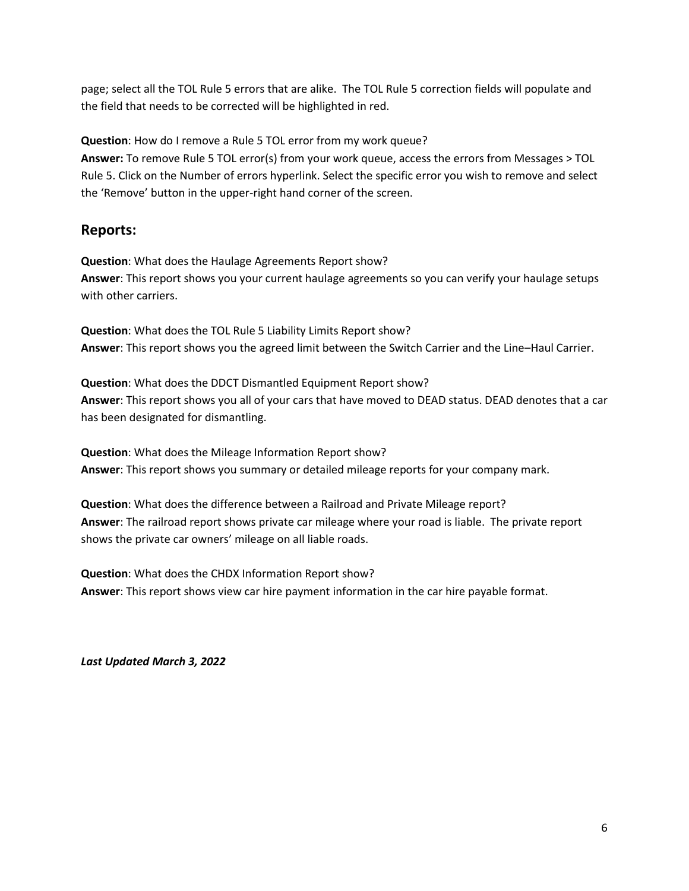page; select all the TOL Rule 5 errors that are alike. The TOL Rule 5 correction fields will populate and the field that needs to be corrected will be highlighted in red.

**Question**: How do I remove a Rule 5 TOL error from my work queue?
**Answer:** To remove Rule 5 TOL error(s) from your work queue, access the errors from Messages > TOL Rule 5. Click on the Number of errors hyperlink. Select the specific error you wish to remove and select the 'Remove' button in the upper-right hand corner of the screen.

## Reports:

**Question**: What does the Haulage Agreements Report show?
**Answer**: This report shows you your current haulage agreements so you can verify your haulage setups with other carriers.

**Question**: What does the TOL Rule 5 Liability Limits Report show?
**Answer**: This report shows you the agreed limit between the Switch Carrier and the Line–Haul Carrier.

**Question**: What does the DDCT Dismantled Equipment Report show?
**Answer**: This report shows you all of your cars that have moved to DEAD status. DEAD denotes that a car has been designated for dismantling.

**Question**: What does the Mileage Information Report show?
**Answer**: This report shows you summary or detailed mileage reports for your company mark.

**Question**: What does the difference between a Railroad and Private Mileage report?
**Answer**: The railroad report shows private car mileage where your road is liable. The private report shows the private car owners' mileage on all liable roads.

**Question**: What does the CHDX Information Report show?
**Answer**: This report shows view car hire payment information in the car hire payable format.

***Last Updated March 3, 2022***